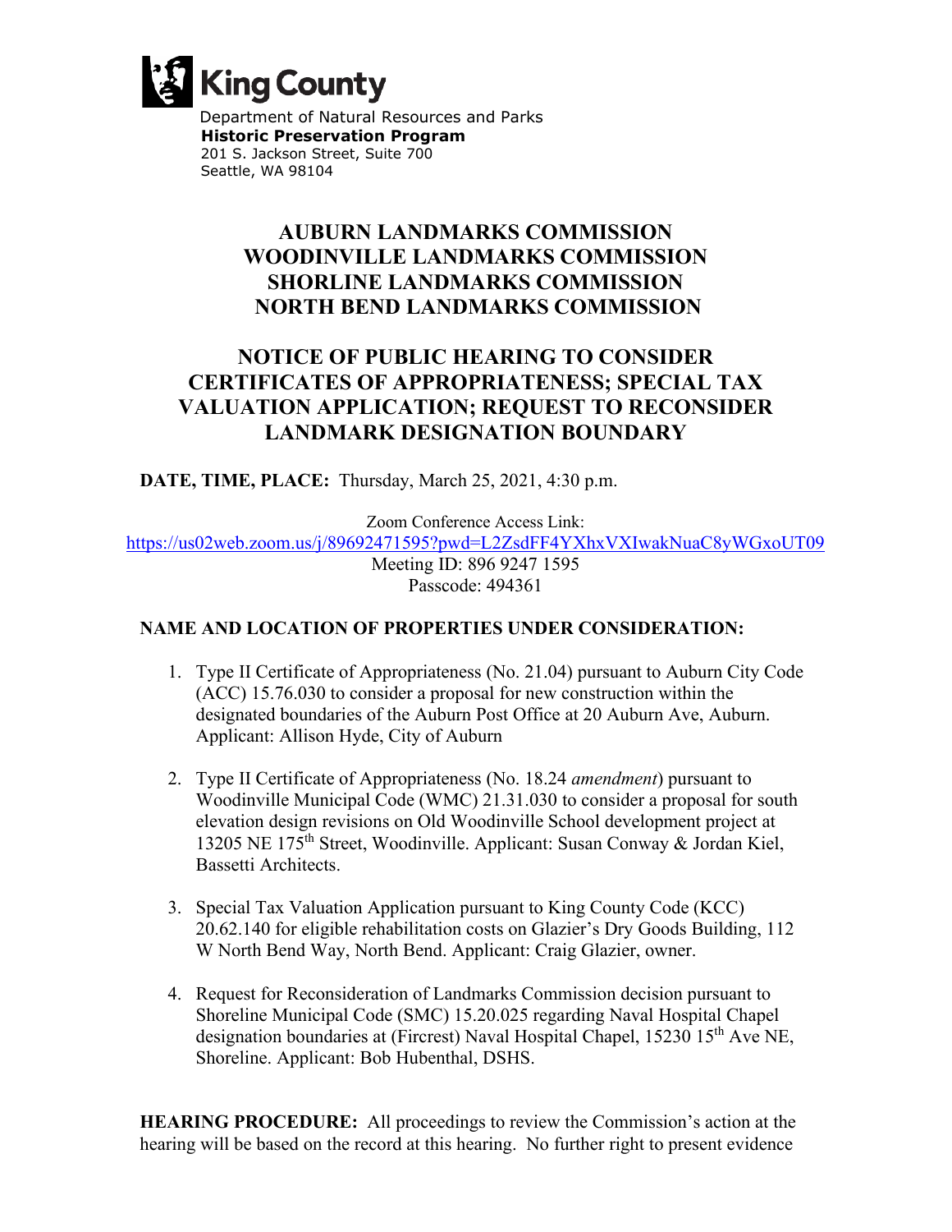King County

Department of Natural Resources and Parks
**Historic Preservation Program**
201 S. Jackson Street, Suite 700
Seattle, WA 98104

# AUBURN LANDMARKS COMMISSION
# WOODINVILLE LANDMARKS COMMISSION
# SHORLINE LANDMARKS COMMISSION
# NORTH BEND LANDMARKS COMMISSION

## NOTICE OF PUBLIC HEARING TO CONSIDER CERTIFICATES OF APPROPRIATENESS; SPECIAL TAX VALUATION APPLICATION; REQUEST TO RECONSIDER LANDMARK DESIGNATION BOUNDARY

**DATE, TIME, PLACE:** Thursday, March 25, 2021, 4:30 p.m.

Zoom Conference Access Link:
https://us02web.zoom.us/j/89692471595?pwd=L2ZsdFF4YXhxVXIwakNuaC8yWGxoUT09
Meeting ID: 896 9247 1595
Passcode: 494361

**NAME AND LOCATION OF PROPERTIES UNDER CONSIDERATION:**

1. Type II Certificate of Appropriateness (No. 21.04) pursuant to Auburn City Code (ACC) 15.76.030 to consider a proposal for new construction within the designated boundaries of the Auburn Post Office at 20 Auburn Ave, Auburn. Applicant: Allison Hyde, City of Auburn

2. Type II Certificate of Appropriateness (No. 18.24 *amendment*) pursuant to Woodinville Municipal Code (WMC) 21.31.030 to consider a proposal for south elevation design revisions on Old Woodinville School development project at 13205 NE 175th Street, Woodinville. Applicant: Susan Conway & Jordan Kiel, Bassetti Architects.

3. Special Tax Valuation Application pursuant to King County Code (KCC) 20.62.140 for eligible rehabilitation costs on Glazier's Dry Goods Building, 112 W North Bend Way, North Bend. Applicant: Craig Glazier, owner.

4. Request for Reconsideration of Landmarks Commission decision pursuant to Shoreline Municipal Code (SMC) 15.20.025 regarding Naval Hospital Chapel designation boundaries at (Fircrest) Naval Hospital Chapel, 15230 15th Ave NE, Shoreline. Applicant: Bob Hubenthal, DSHS.

**HEARING PROCEDURE:** All proceedings to review the Commission's action at the hearing will be based on the record at this hearing. No further right to present evidence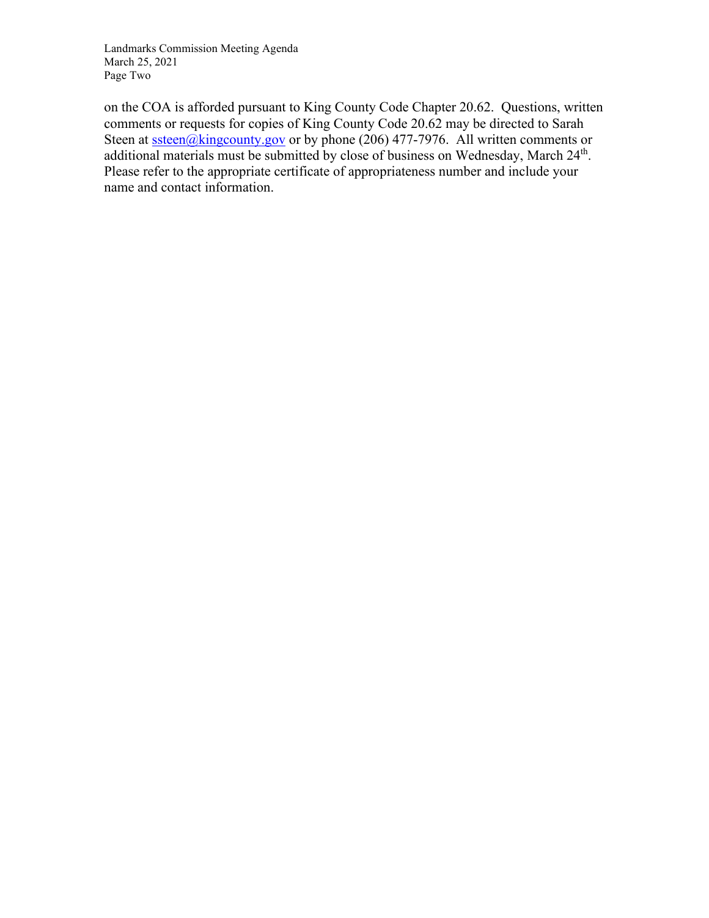on the COA is afforded pursuant to King County Code Chapter 20.62. Questions, written comments or requests for copies of King County Code 20.62 may be directed to Sarah Steen at ssteen@kingcounty.gov or by phone (206) 477-7976. All written comments or additional materials must be submitted by close of business on Wednesday, March 24th. Please refer to the appropriate certificate of appropriateness number and include your name and contact information.